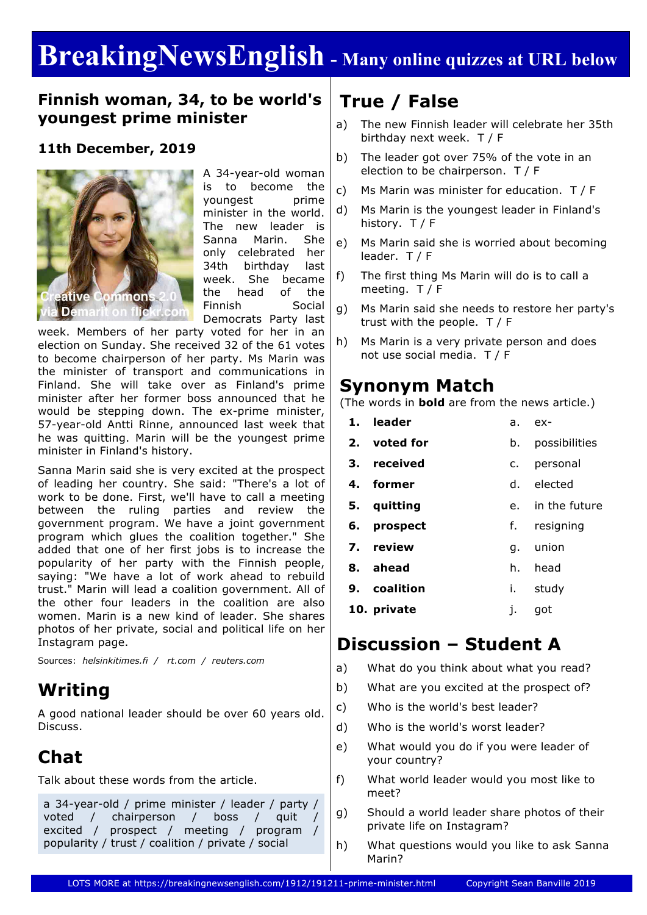# BreakingNewsEnglish - Many online quizzes at URL below

## Finnish woman, 34, to be world's youngest prime minister

### 11th December, 2019

Creative Commons 2.0 via Demarit on flickr.com

A 34-year-old woman is to become the youngest prime minister in the world. The new leader is Sanna Marin. She only celebrated her 34th birthday last week. She became the head of the Finnish Social Democrats Party last week. Members of her party voted for her in an election on Sunday. She received 32 of the 61 votes to become chairperson of her party. Ms Marin was the minister of transport and communications in Finland. She will take over as Finland's prime minister after her former boss announced that he would be stepping down. The ex-prime minister, 57-year-old Antti Rinne, announced last week that he was quitting. Marin will be the youngest prime minister in Finland's history.

Sanna Marin said she is very excited at the prospect of leading her country. She said: "There's a lot of work to be done. First, we'll have to call a meeting between the ruling parties and review the government program. We have a joint government program which glues the coalition together." She added that one of her first jobs is to increase the popularity of her party with the Finnish people, saying: "We have a lot of work ahead to rebuild trust." Marin will lead a coalition government. All of the other four leaders in the coalition are also women. Marin is a new kind of leader. She shares photos of her private, social and political life on her Instagram page.

Sources: *helsinkitimes.fi* / *rt.com* / *reuters.com*

## Writing

A good national leader should be over 60 years old. Discuss.

## Chat

Talk about these words from the article.

a 34-year-old / prime minister / leader / party / voted / chairperson / boss / quit / excited / prospect / meeting / program / popularity / trust / coalition / private / social

## True / False

a) The new Finnish leader will celebrate her 35th birthday next week. T / F

b) The leader got over 75% of the vote in an election to be chairperson. T / F

c) Ms Marin was minister for education. T / F

d) Ms Marin is the youngest leader in Finland's history. T / F

e) Ms Marin said she is worried about becoming leader. T / F

f) The first thing Ms Marin will do is to call a meeting. T / F

g) Ms Marin said she needs to restore her party's trust with the people. T / F

h) Ms Marin is a very private person and does not use social media. T / F

## Synonym Match

(The words in **bold** are from the news article.)

| | | | |
|---|---|---|---|
| 1. | **leader** | a. | ex- |
| 2. | **voted for** | b. | possibilities |
| 3. | **received** | c. | personal |
| 4. | **former** | d. | elected |
| 5. | **quitting** | e. | in the future |
| 6. | **prospect** | f. | resigning |
| 7. | **review** | g. | union |
| 8. | **ahead** | h. | head |
| 9. | **coalition** | i. | study |
| 10. | **private** | j. | got |

## Discussion – Student A

a) What do you think about what you read?

b) What are you excited at the prospect of?

c) Who is the world's best leader?

d) Who is the world's worst leader?

e) What would you do if you were leader of your country?

f) What world leader would you most like to meet?

g) Should a world leader share photos of their private life on Instagram?

h) What questions would you like to ask Sanna Marin?

LOTS MORE at https://breakingnewsenglish.com/1912/191211-prime-minister.html Copyright Sean Banville 2019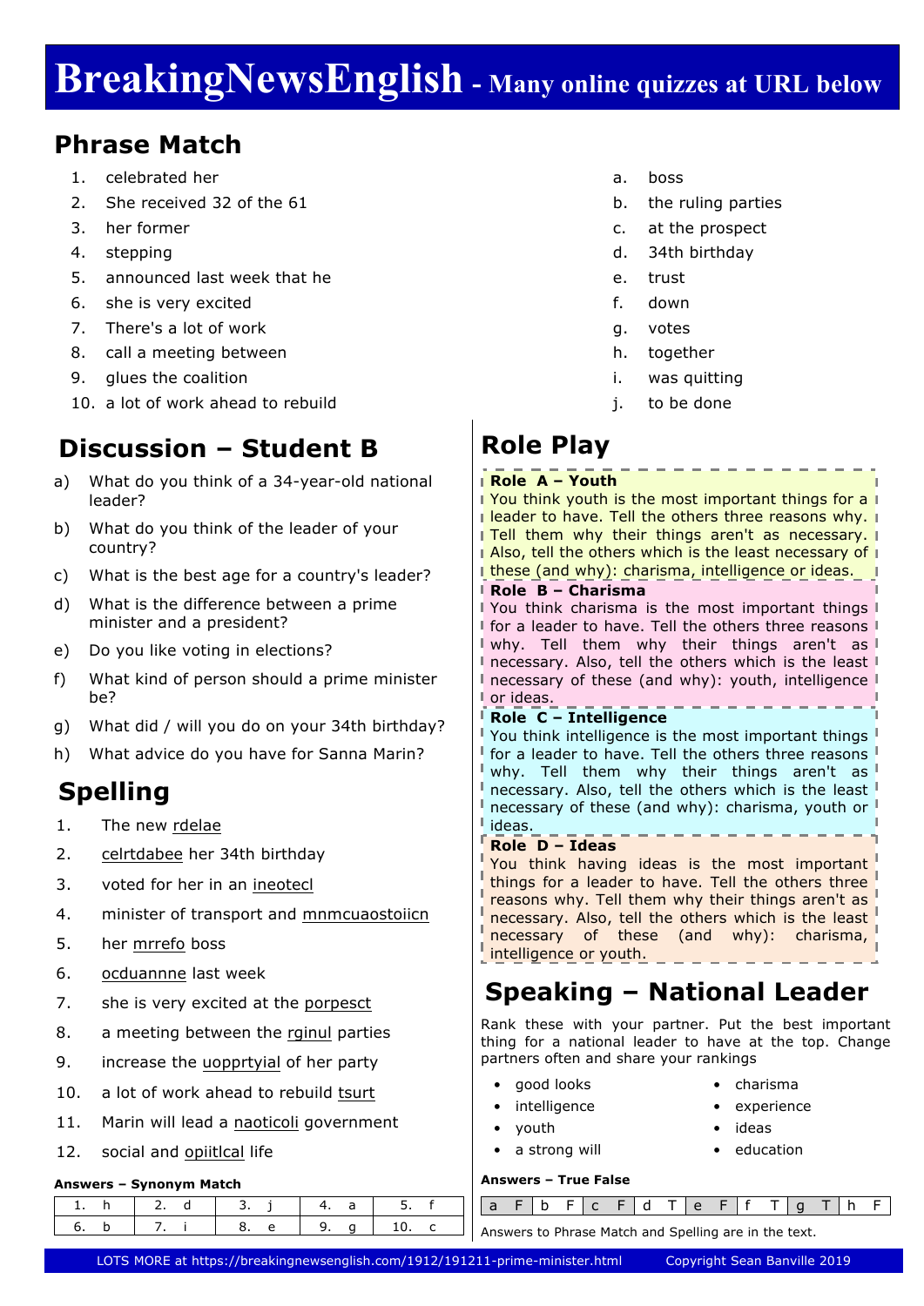# BreakingNewsEnglish - Many online quizzes at URL below

## Phrase Match

1. celebrated her
2. She received 32 of the 61
3. her former
4. stepping
5. announced last week that he
6. she is very excited
7. There's a lot of work
8. call a meeting between
9. glues the coalition
10. a lot of work ahead to rebuild

a. boss
b. the ruling parties
c. at the prospect
d. 34th birthday
e. trust
f. down
g. votes
h. together
i. was quitting
j. to be done

## Discussion – Student B

a) What do you think of a 34-year-old national leader?
b) What do you think of the leader of your country?
c) What is the best age for a country's leader?
d) What is the difference between a prime minister and a president?
e) Do you like voting in elections?
f) What kind of person should a prime minister be?
g) What did / will you do on your 34th birthday?
h) What advice do you have for Sanna Marin?

## Spelling

1. The new rdelae
2. celrtdabee her 34th birthday
3. voted for her in an ineotecl
4. minister of transport and mnmcuaostoiicn
5. her mrrefo boss
6. ocduannne last week
7. she is very excited at the porpesct
8. a meeting between the rginul parties
9. increase the uopprtyial of her party
10. a lot of work ahead to rebuild tsurt
11. Marin will lead a naoticoli government
12. social and opiitlcal life

**Answers – Synonym Match**

| | | | | |
|---|---|---|---|---|
| 1. h | 2. d | 3. j | 4. a | 5. f |
| 6. b | 7. i | 8. e | 9. g | 10. c |

## Role Play

**Role A – Youth**
You think youth is the most important things for a leader to have. Tell the others three reasons why. Tell them why their things aren't as necessary. Also, tell the others which is the least necessary of these (and why): charisma, intelligence or ideas.

**Role B – Charisma**
You think charisma is the most important things for a leader to have. Tell the others three reasons why. Tell them why their things aren't as necessary. Also, tell the others which is the least necessary of these (and why): youth, intelligence or ideas.

**Role C – Intelligence**
You think intelligence is the most important things for a leader to have. Tell the others three reasons why. Tell them why their things aren't as necessary. Also, tell the others which is the least necessary of these (and why): charisma, youth or ideas.

**Role D – Ideas**
You think having ideas is the most important things for a leader to have. Tell the others three reasons why. Tell them why their things aren't as necessary. Also, tell the others which is the least necessary of these (and why): charisma, intelligence or youth.

## Speaking – National Leader

Rank these with your partner. Put the best important thing for a national leader to have at the top. Change partners often and share your rankings

- good looks
- intelligence
- youth
- a strong will
- charisma
- experience
- ideas
- education

**Answers – True False**

| | | | | | | | | | | | | | | | |
|---|---|---|---|---|---|---|---|---|---|---|---|---|---|---|---|
| a | F | b | F | c | F | d | T | e | F | f | T | g | T | h | F |

Answers to Phrase Match and Spelling are in the text.

LOTS MORE at https://breakingnewsenglish.com/1912/191211-prime-minister.html Copyright Sean Banville 2019